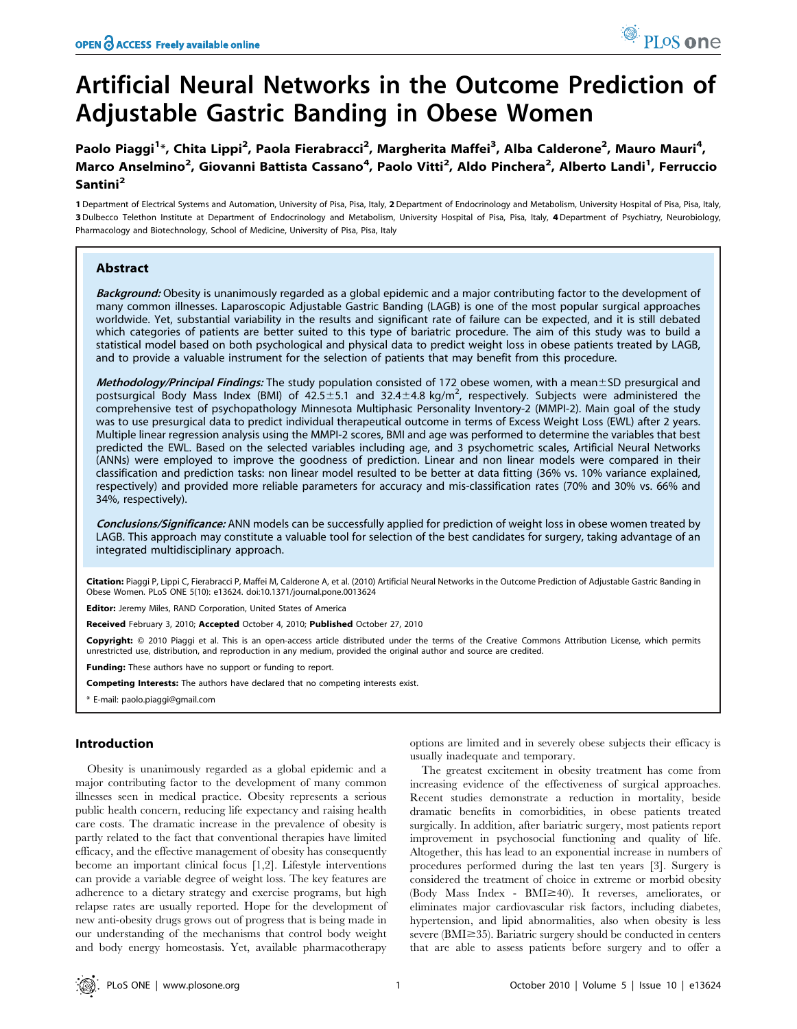# Artificial Neural Networks in the Outcome Prediction of Adjustable Gastric Banding in Obese Women

Paolo Piaggi[1]*, Chita Lippi[2], Paola Fierabracci[2], Margherita Maffei[3], Alba Calderone[2], Mauro Mauri[4], Marco Anselmino[2], Giovanni Battista Cassano[4], Paolo Vitti[2], Aldo Pinchera[2], Alberto Landi[1], Ferruccio Santini[2]

1 Department of Electrical Systems and Automation, University of Pisa, Pisa, Italy, 2 Department of Endocrinology and Metabolism, University Hospital of Pisa, Pisa, Italy, 3 Dulbecco Telethon Institute at Department of Endocrinology and Metabolism, University Hospital of Pisa, Pisa, Italy, 4 Department of Psychiatry, Neurobiology, Pharmacology and Biotechnology, School of Medicine, University of Pisa, Pisa, Italy

## Abstract

***Background:*** Obesity is unanimously regarded as a global epidemic and a major contributing factor to the development of many common illnesses. Laparoscopic Adjustable Gastric Banding (LAGB) is one of the most popular surgical approaches worldwide. Yet, substantial variability in the results and significant rate of failure can be expected, and it is still debated which categories of patients are better suited to this type of bariatric procedure. The aim of this study was to build a statistical model based on both psychological and physical data to predict weight loss in obese patients treated by LAGB, and to provide a valuable instrument for the selection of patients that may benefit from this procedure.

***Methodology/Principal Findings:*** The study population consisted of 172 obese women, with a mean±SD presurgical and postsurgical Body Mass Index (BMI) of 42.5±5.1 and 32.4±4.8 kg/m$^2$, respectively. Subjects were administered the comprehensive test of psychopathology Minnesota Multiphasic Personality Inventory-2 (MMPI-2). Main goal of the study was to use presurgical data to predict individual therapeutical outcome in terms of Excess Weight Loss (EWL) after 2 years. Multiple linear regression analysis using the MMPI-2 scores, BMI and age was performed to determine the variables that best predicted the EWL. Based on the selected variables including age, and 3 psychometric scales, Artificial Neural Networks (ANNs) were employed to improve the goodness of prediction. Linear and non linear models were compared in their classification and prediction tasks: non linear model resulted to be better at data fitting (36% vs. 10% variance explained, respectively) and provided more reliable parameters for accuracy and mis-classification rates (70% and 30% vs. 66% and 34%, respectively).

***Conclusions/Significance:*** ANN models can be successfully applied for prediction of weight loss in obese women treated by LAGB. This approach may constitute a valuable tool for selection of the best candidates for surgery, taking advantage of an integrated multidisciplinary approach.

**Citation:** Piaggi P, Lippi C, Fierabracci P, Maffei M, Calderone A, et al. (2010) Artificial Neural Networks in the Outcome Prediction of Adjustable Gastric Banding in Obese Women. PLoS ONE 5(10): e13624. doi:10.1371/journal.pone.0013624

**Editor:** Jeremy Miles, RAND Corporation, United States of America

**Received** February 3, 2010; **Accepted** October 4, 2010; **Published** October 27, 2010

**Copyright:** © 2010 Piaggi et al. This is an open-access article distributed under the terms of the Creative Commons Attribution License, which permits unrestricted use, distribution, and reproduction in any medium, provided the original author and source are credited.

**Funding:** These authors have no support or funding to report.

**Competing Interests:** The authors have declared that no competing interests exist.

\* E-mail: paolo.piaggi@gmail.com

## Introduction

Obesity is unanimously regarded as a global epidemic and a major contributing factor to the development of many common illnesses seen in medical practice. Obesity represents a serious public health concern, reducing life expectancy and raising health care costs. The dramatic increase in the prevalence of obesity is partly related to the fact that conventional therapies have limited efficacy, and the effective management of obesity has consequently become an important clinical focus [1,2]. Lifestyle interventions can provide a variable degree of weight loss. The key features are adherence to a dietary strategy and exercise programs, but high relapse rates are usually reported. Hope for the development of new anti-obesity drugs grows out of progress that is being made in our understanding of the mechanisms that control body weight and body energy homeostasis. Yet, available pharmacotherapy options are limited and in severely obese subjects their efficacy is usually inadequate and temporary.

The greatest excitement in obesity treatment has come from increasing evidence of the effectiveness of surgical approaches. Recent studies demonstrate a reduction in mortality, beside dramatic benefits in comorbidities, in obese patients treated surgically. In addition, after bariatric surgery, most patients report improvement in psychosocial functioning and quality of life. Altogether, this has lead to an exponential increase in numbers of procedures performed during the last ten years [3]. Surgery is considered the treatment of choice in extreme or morbid obesity (Body Mass Index - BMI≥40). It reverses, ameliorates, or eliminates major cardiovascular risk factors, including diabetes, hypertension, and lipid abnormalities, also when obesity is less severe (BMI≥35). Bariatric surgery should be conducted in centers that are able to assess patients before surgery and to offer a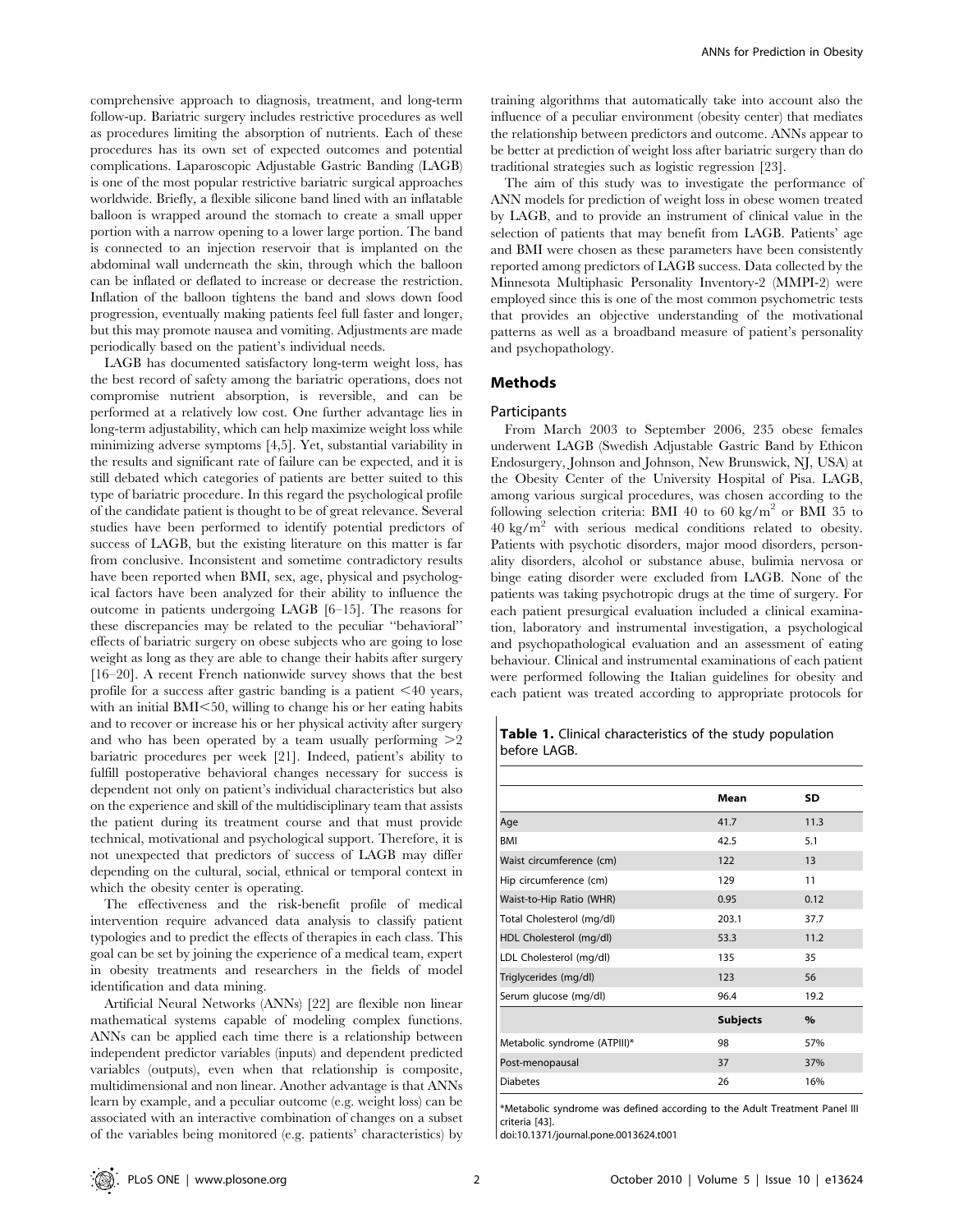comprehensive approach to diagnosis, treatment, and long-term follow-up. Bariatric surgery includes restrictive procedures as well as procedures limiting the absorption of nutrients. Each of these procedures has its own set of expected outcomes and potential complications. Laparoscopic Adjustable Gastric Banding (LAGB) is one of the most popular restrictive bariatric surgical approaches worldwide. Briefly, a flexible silicone band lined with an inflatable balloon is wrapped around the stomach to create a small upper portion with a narrow opening to a lower large portion. The band is connected to an injection reservoir that is implanted on the abdominal wall underneath the skin, through which the balloon can be inflated or deflated to increase or decrease the restriction. Inflation of the balloon tightens the band and slows down food progression, eventually making patients feel full faster and longer, but this may promote nausea and vomiting. Adjustments are made periodically based on the patient's individual needs.

LAGB has documented satisfactory long-term weight loss, has the best record of safety among the bariatric operations, does not compromise nutrient absorption, is reversible, and can be performed at a relatively low cost. One further advantage lies in long-term adjustability, which can help maximize weight loss while minimizing adverse symptoms [4,5]. Yet, substantial variability in the results and significant rate of failure can be expected, and it is still debated which categories of patients are better suited to this type of bariatric procedure. In this regard the psychological profile of the candidate patient is thought to be of great relevance. Several studies have been performed to identify potential predictors of success of LAGB, but the existing literature on this matter is far from conclusive. Inconsistent and sometime contradictory results have been reported when BMI, sex, age, physical and psychological factors have been analyzed for their ability to influence the outcome in patients undergoing LAGB [6–15]. The reasons for these discrepancies may be related to the peculiar "behavioral" effects of bariatric surgery on obese subjects who are going to lose weight as long as they are able to change their habits after surgery [16–20]. A recent French nationwide survey shows that the best profile for a success after gastric banding is a patient <40 years, with an initial BMI<50, willing to change his or her eating habits and to recover or increase his or her physical activity after surgery and who has been operated by a team usually performing >2 bariatric procedures per week [21]. Indeed, patient's ability to fulfill postoperative behavioral changes necessary for success is dependent not only on patient's individual characteristics but also on the experience and skill of the multidisciplinary team that assists the patient during its treatment course and that must provide technical, motivational and psychological support. Therefore, it is not unexpected that predictors of success of LAGB may differ depending on the cultural, social, ethnical or temporal context in which the obesity center is operating.

The effectiveness and the risk-benefit profile of medical intervention require advanced data analysis to classify patient typologies and to predict the effects of therapies in each class. This goal can be set by joining the experience of a medical team, expert in obesity treatments and researchers in the fields of model identification and data mining.

Artificial Neural Networks (ANNs) [22] are flexible non linear mathematical systems capable of modeling complex functions. ANNs can be applied each time there is a relationship between independent predictor variables (inputs) and dependent predicted variables (outputs), even when that relationship is composite, multidimensional and non linear. Another advantage is that ANNs learn by example, and a peculiar outcome (e.g. weight loss) can be associated with an interactive combination of changes on a subset of the variables being monitored (e.g. patients' characteristics) by training algorithms that automatically take into account also the influence of a peculiar environment (obesity center) that mediates the relationship between predictors and outcome. ANNs appear to be better at prediction of weight loss after bariatric surgery than do traditional strategies such as logistic regression [23].

The aim of this study was to investigate the performance of ANN models for prediction of weight loss in obese women treated by LAGB, and to provide an instrument of clinical value in the selection of patients that may benefit from LAGB. Patients' age and BMI were chosen as these parameters have been consistently reported among predictors of LAGB success. Data collected by the Minnesota Multiphasic Personality Inventory-2 (MMPI-2) were employed since this is one of the most common psychometric tests that provides an objective understanding of the motivational patterns as well as a broadband measure of patient's personality and psychopathology.

## Methods

### Participants

From March 2003 to September 2006, 235 obese females underwent LAGB (Swedish Adjustable Gastric Band by Ethicon Endosurgery, Johnson and Johnson, New Brunswick, NJ, USA) at the Obesity Center of the University Hospital of Pisa. LAGB, among various surgical procedures, was chosen according to the following selection criteria: BMI 40 to 60 kg/m$^2$ or BMI 35 to 40 kg/m$^2$ with serious medical conditions related to obesity. Patients with psychotic disorders, major mood disorders, personality disorders, alcohol or substance abuse, bulimia nervosa or binge eating disorder were excluded from LAGB. None of the patients was taking psychotropic drugs at the time of surgery. For each patient presurgical evaluation included a clinical examination, laboratory and instrumental investigation, a psychological and psychopathological evaluation and an assessment of eating behaviour. Clinical and instrumental examinations of each patient were performed following the Italian guidelines for obesity and each patient was treated according to appropriate protocols for

**Table 1.** Clinical characteristics of the study population before LAGB.

| | Mean | SD |
|---|---|---|
| Age | 41.7 | 11.3 |
| BMI | 42.5 | 5.1 |
| Waist circumference (cm) | 122 | 13 |
| Hip circumference (cm) | 129 | 11 |
| Waist-to-Hip Ratio (WHR) | 0.95 | 0.12 |
| Total Cholesterol (mg/dl) | 203.1 | 37.7 |
| HDL Cholesterol (mg/dl) | 53.3 | 11.2 |
| LDL Cholesterol (mg/dl) | 135 | 35 |
| Triglycerides (mg/dl) | 123 | 56 |
| Serum glucose (mg/dl) | 96.4 | 19.2 |
| | **Subjects** | **%** |
| Metabolic syndrome (ATPIII)* | 98 | 57% |
| Post-menopausal | 37 | 37% |
| Diabetes | 26 | 16% |

*Metabolic syndrome was defined according to the Adult Treatment Panel III criteria [43].

doi:10.1371/journal.pone.0013624.t001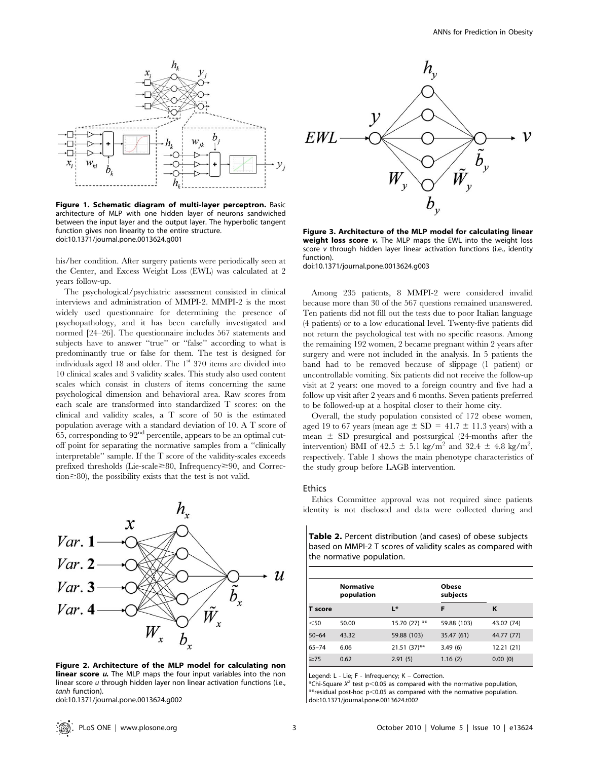Figure 1. Schematic diagram of multi-layer perceptron. Basic architecture of MLP with one hidden layer of neurons sandwiched between the input layer and the output layer. The hyperbolic tangent function gives non linearity to the entire structure.
doi:10.1371/journal.pone.0013624.g001

his/her condition. After surgery patients were periodically seen at the Center, and Excess Weight Loss (EWL) was calculated at 2 years follow-up.

The psychological/psychiatric assessment consisted in clinical interviews and administration of MMPI-2. MMPI-2 is the most widely used questionnaire for determining the presence of psychopathology, and it has been carefully investigated and normed [24–26]. The questionnaire includes 567 statements and subjects have to answer ''true'' or ''false'' according to what is predominantly true or false for them. The test is designed for individuals aged 18 and older. The 1st 370 items are divided into 10 clinical scales and 3 validity scales. This study also used content scales which consist in clusters of items concerning the same psychological dimension and behavioral area. Raw scores from each scale are transformed into standardized T scores: on the clinical and validity scales, a T score of 50 is the estimated population average with a standard deviation of 10. A T score of 65, corresponding to 92nd percentile, appears to be an optimal cut-off point for separating the normative samples from a ''clinically interpretable'' sample. If the T score of the validity-scales exceeds prefixed thresholds (Lie-scale≥80, Infrequency≥90, and Correction≥80), the possibility exists that the test is not valid.

Figure 2. Architecture of the MLP model for calculating non linear score $u$. The MLP maps the four input variables into the non linear score $u$ through hidden layer non linear activation functions (i.e., *tanh* function).
doi:10.1371/journal.pone.0013624.g002

Figure 3. Architecture of the MLP model for calculating linear weight loss score $v$. The MLP maps the EWL into the weight loss score $v$ through hidden layer linear activation functions (i.e., identity function).
doi:10.1371/journal.pone.0013624.g003

Among 235 patients, 8 MMPI-2 were considered invalid because more than 30 of the 567 questions remained unanswered. Ten patients did not fill out the tests due to poor Italian language (4 patients) or to a low educational level. Twenty-five patients did not return the psychological test with no specific reasons. Among the remaining 192 women, 2 became pregnant within 2 years after surgery and were not included in the analysis. In 5 patients the band had to be removed because of slippage (1 patient) or uncontrollable vomiting. Six patients did not receive the follow-up visit at 2 years: one moved to a foreign country and five had a follow up visit after 2 years and 6 months. Seven patients preferred to be followed-up at a hospital closer to their home city.

Overall, the study population consisted of 172 obese women, aged 19 to 67 years (mean age ± SD = 41.7 ± 11.3 years) with a mean ± SD presurgical and postsurgical (24-months after the intervention) BMI of 42.5 ± 5.1 kg/m$^2$ and 32.4 ± 4.8 kg/m$^2$, respectively. Table 1 shows the main phenotype characteristics of the study group before LAGB intervention.

## Ethics

Ethics Committee approval was not required since patients identity is not disclosed and data were collected during and

**Table 2.** Percent distribution (and cases) of obese subjects based on MMPI-2 T scores of validity scales as compared with the normative population.

| T score | Normative population | Obese subjects | | |
|---|---|---|---|---|
| | | L* | F | K |
| <50 | 50.00 | 15.70 (27) ** | 59.88 (103) | 43.02 (74) |
| 50–64 | 43.32 | 59.88 (103) | 35.47 (61) | 44.77 (77) |
| 65–74 | 6.06 | 21.51 (37)** | 3.49 (6) | 12.21 (21) |
| ≥75 | 0.62 | 2.91 (5) | 1.16 (2) | 0.00 (0) |

Legend: L - Lie; F - Infrequency; K – Correction.
*Chi-Square $X^2$ test $p<0.05$ as compared with the normative population,
**residual post-hoc $p<0.05$ as compared with the normative population.
doi:10.1371/journal.pone.0013624.t002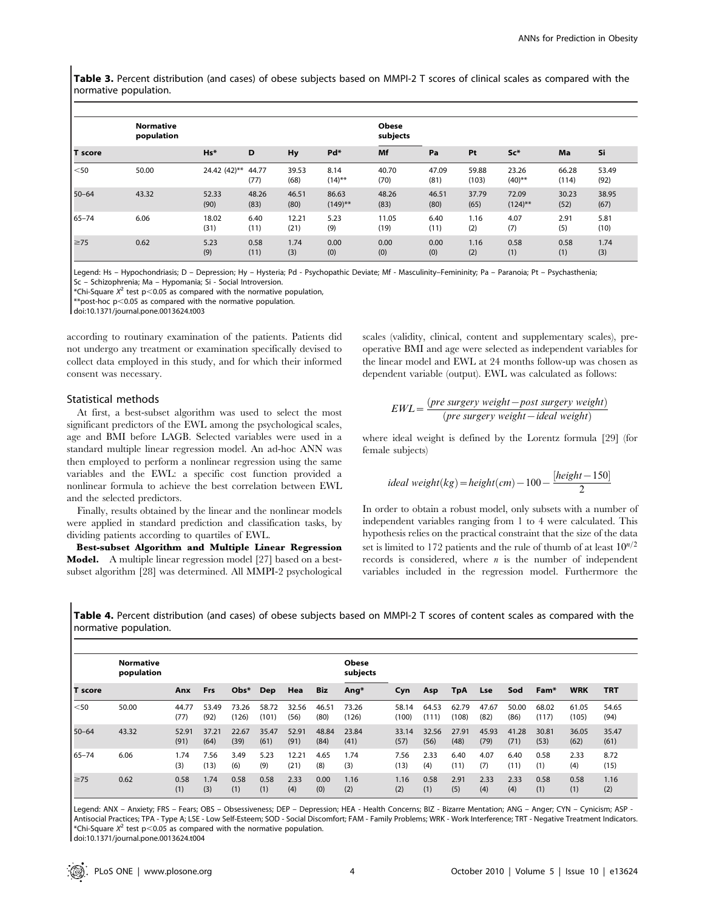**Table 3.** Percent distribution (and cases) of obese subjects based on MMPI-2 T scores of clinical scales as compared with the normative population.

| | Normative population | | | | | Obese subjects | | | | | |
|---|---|---|---|---|---|---|---|---|---|---|---|
| T score | | Hs* | D | Hy | Pd* | Mf | Pa | Pt | Sc* | Ma | Si |
| <50 | 50.00 | 24.42 (42)** | 44.77 (77) | 39.53 (68) | 8.14 (14)** | 40.70 (70) | 47.09 (81) | 59.88 (103) | 23.26 (40)** | 66.28 (114) | 53.49 (92) |
| 50–64 | 43.32 | 52.33 (90) | 48.26 (83) | 46.51 (80) | 86.63 (149)** | 48.26 (83) | 46.51 (80) | 37.79 (65) | 72.09 (124)** | 30.23 (52) | 38.95 (67) |
| 65–74 | 6.06 | 18.02 (31) | 6.40 (11) | 12.21 (21) | 5.23 (9) | 11.05 (19) | 6.40 (11) | 1.16 (2) | 4.07 (7) | 2.91 (5) | 5.81 (10) |
| ≥75 | 0.62 | 5.23 (9) | 0.58 (11) | 1.74 (3) | 0.00 (0) | 0.00 (0) | 0.00 (0) | 1.16 (2) | 0.58 (1) | 0.58 (1) | 1.74 (3) |

Legend: Hs – Hypochondriasis; D – Depression; Hy – Hysteria; Pd - Psychopathic Deviate; Mf - Masculinity–Femininity; Pa – Paranoia; Pt – Psychasthenia; Sc – Schizophrenia; Ma – Hypomania; Si - Social Introversion.
*Chi-Square $X^2$ test $p<0.05$ as compared with the normative population,
**post-hoc $p<0.05$ as compared with the normative population.
doi:10.1371/journal.pone.0013624.t003

according to routinary examination of the patients. Patients did not undergo any treatment or examination specifically devised to collect data employed in this study, and for which their informed consent was necessary.

## Statistical methods

At first, a best-subset algorithm was used to select the most significant predictors of the EWL among the psychological scales, age and BMI before LAGB. Selected variables were used in a standard multiple linear regression model. An ad-hoc ANN was then employed to perform a nonlinear regression using the same variables and the EWL: a specific cost function provided a nonlinear formula to achieve the best correlation between EWL and the selected predictors.

Finally, results obtained by the linear and the nonlinear models were applied in standard prediction and classification tasks, by dividing patients according to quartiles of EWL.

**Best-subset Algorithm and Multiple Linear Regression Model.** A multiple linear regression model [27] based on a best-subset algorithm [28] was determined. All MMPI-2 psychological scales (validity, clinical, content and supplementary scales), pre-operative BMI and age were selected as independent variables for the linear model and EWL at 24 months follow-up was chosen as dependent variable (output). EWL was calculated as follows:

$$EWL = \frac{(pre\ surgery\ weight - post\ surgery\ weight)}{(pre\ surgery\ weight - ideal\ weight)}$$

where ideal weight is defined by the Lorentz formula [29] (for female subjects)

$$ideal\ weight(kg) = height(cm) - 100 - \frac{[height - 150]}{2}$$

In order to obtain a robust model, only subsets with a number of independent variables ranging from 1 to 4 were calculated. This hypothesis relies on the practical constraint that the size of the data set is limited to 172 patients and the rule of thumb of at least $10^{n/2}$ records is considered, where $n$ is the number of independent variables included in the regression model. Furthermore the

**Table 4.** Percent distribution (and cases) of obese subjects based on MMPI-2 T scores of content scales as compared with the normative population.

| | Normative population | | | | | | | Obese subjects | | | | | | | | |
|---|---|---|---|---|---|---|---|---|---|---|---|---|---|---|---|---|
| T score | | Anx | Frs | Obs* | Dep | Hea | Biz | Ang* | Cyn | Asp | TpA | Lse | Sod | Fam* | WRK | TRT |
| <50 | 50.00 | 44.77 (77) | 53.49 (92) | 73.26 (126) | 58.72 (101) | 32.56 (56) | 46.51 (80) | 73.26 (126) | 58.14 (100) | 64.53 (111) | 62.79 (108) | 47.67 (82) | 50.00 (86) | 68.02 (117) | 61.05 (105) | 54.65 (94) |
| 50–64 | 43.32 | 52.91 (91) | 37.21 (64) | 22.67 (39) | 35.47 (61) | 52.91 (91) | 48.84 (84) | 23.84 (41) | 33.14 (57) | 32.56 (56) | 27.91 (48) | 45.93 (79) | 41.28 (71) | 30.81 (53) | 36.05 (62) | 35.47 (61) |
| 65–74 | 6.06 | 1.74 (3) | 7.56 (13) | 3.49 (6) | 5.23 (9) | 12.21 (21) | 4.65 (8) | 1.74 (3) | 7.56 (13) | 2.33 (4) | 6.40 (11) | 4.07 (7) | 6.40 (11) | 0.58 (1) | 2.33 (4) | 8.72 (15) |
| ≥75 | 0.62 | 0.58 (1) | 1.74 (3) | 0.58 (1) | 0.58 (1) | 2.33 (4) | 0.00 (0) | 1.16 (2) | 1.16 (2) | 0.58 (1) | 2.91 (5) | 2.33 (4) | 2.33 (4) | 0.58 (1) | 0.58 (1) | 1.16 (2) |

Legend: ANX – Anxiety; FRS – Fears; OBS – Obsessiveness; DEP – Depression; HEA - Health Concerns; BIZ - Bizarre Mentation; ANG – Anger; CYN – Cynicism; ASP - Antisocial Practices; TPA - Type A; LSE - Low Self-Esteem; SOD - Social Discomfort; FAM - Family Problems; WRK - Work Interference; TRT - Negative Treatment Indicators.
*Chi-Square $X^2$ test $p<0.05$ as compared with the normative population.
doi:10.1371/journal.pone.0013624.t004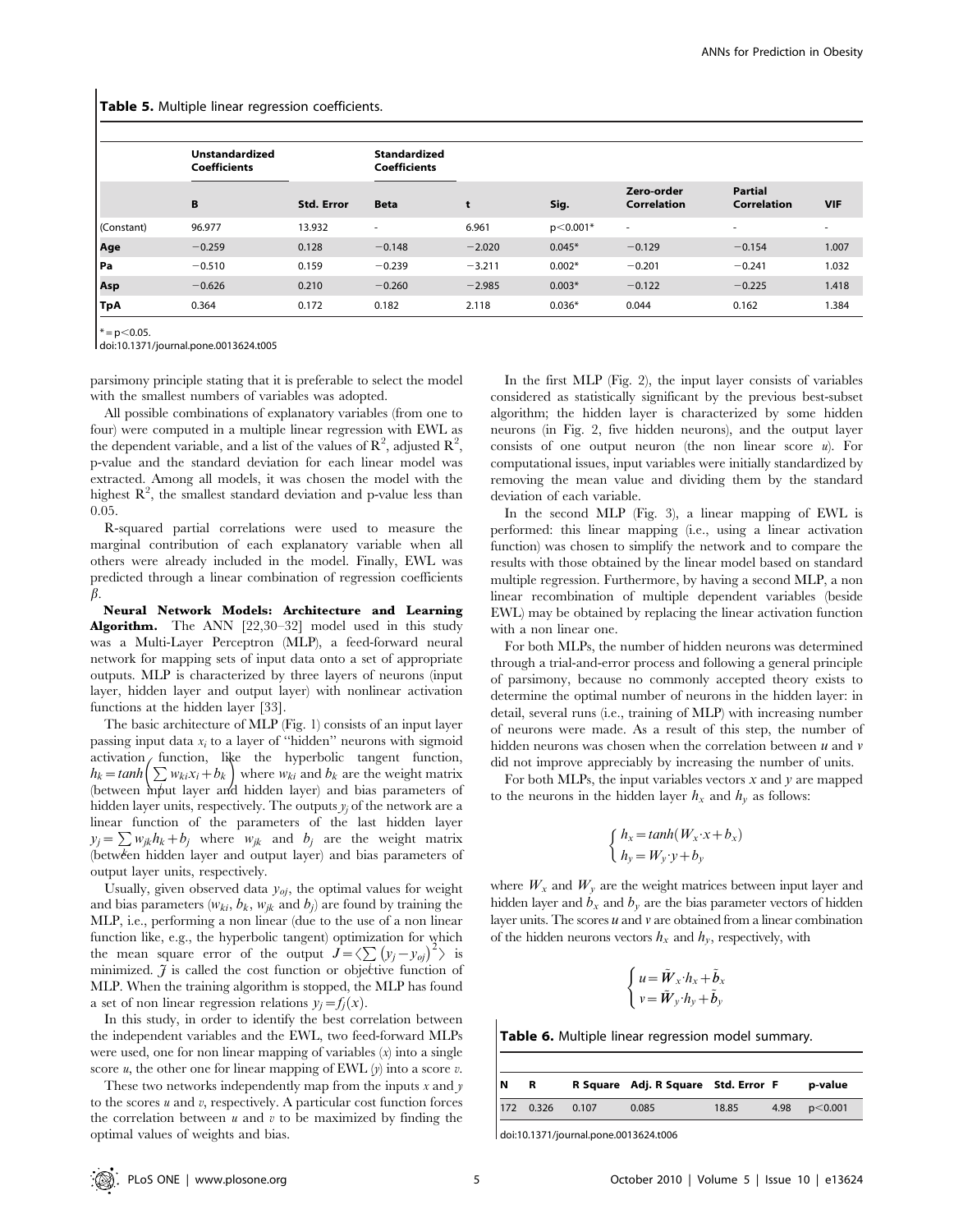**Table 5.** Multiple linear regression coefficients.

| | Unstandardized Coefficients | | Standardized Coefficients | | | | | |
|---|---|---|---|---|---|---|---|---|
| | B | Std. Error | Beta | t | Sig. | Zero-order Correlation | Partial Correlation | VIF |
| (Constant) | 96.977 | 13.932 | - | 6.961 | p<0.001* | - | - | - |
| **Age** | −0.259 | 0.128 | −0.148 | −2.020 | 0.045* | −0.129 | −0.154 | 1.007 |
| **Pa** | −0.510 | 0.159 | −0.239 | −3.211 | 0.002* | −0.201 | −0.241 | 1.032 |
| **Asp** | −0.626 | 0.210 | −0.260 | −2.985 | 0.003* | −0.122 | −0.225 | 1.418 |
| **TpA** | 0.364 | 0.172 | 0.182 | 2.118 | 0.036* | 0.044 | 0.162 | 1.384 |

* = p<0.05.

doi:10.1371/journal.pone.0013624.t005

parsimony principle stating that it is preferable to select the model with the smallest numbers of variables was adopted.

All possible combinations of explanatory variables (from one to four) were computed in a multiple linear regression with EWL as the dependent variable, and a list of the values of $R^2$, adjusted $R^2$, p-value and the standard deviation for each linear model was extracted. Among all models, it was chosen the model with the highest $R^2$, the smallest standard deviation and p-value less than 0.05.

R-squared partial correlations were used to measure the marginal contribution of each explanatory variable when all others were already included in the model. Finally, EWL was predicted through a linear combination of regression coefficients $\beta$.

**Neural Network Models: Architecture and Learning Algorithm.** The ANN [22,30–32] model used in this study was a Multi-Layer Perceptron (MLP), a feed-forward neural network for mapping sets of input data onto a set of appropriate outputs. MLP is characterized by three layers of neurons (input layer, hidden layer and output layer) with nonlinear activation functions at the hidden layer [33].

The basic architecture of MLP (Fig. 1) consists of an input layer passing input data $x_i$ to a layer of "hidden" neurons with sigmoid activation function, like the hyperbolic tangent function, $h_k = tanh\left(\sum w_{ki}x_i + b_k\right)$ where $w_{ki}$ and $b_k$ are the weight matrix (between input layer and hidden layer) and bias parameters of hidden layer units, respectively. The outputs $y_j$ of the network are a linear function of the parameters of the last hidden layer $y_j = \sum w_{jk}h_k + b_j$ where $w_{jk}$ and $b_j$ are the weight matrix (between hidden layer and output layer) and bias parameters of output layer units, respectively.

Usually, given observed data $y_{oj}$, the optimal values for weight and bias parameters ($w_{ki}$, $b_k$, $w_{jk}$ and $b_j$) are found by training the MLP, i.e., performing a non linear (due to the use of a non linear function like, e.g., the hyperbolic tangent) optimization for which the mean square error of the output $J = \left\langle \sum \left(y_j - y_{oj}\right)^2 \right\rangle$ is minimized. $J$ is called the cost function or objective function of MLP. When the training algorithm is stopped, the MLP has found a set of non linear regression relations $y_j = f_j(x)$.

In this study, in order to identify the best correlation between the independent variables and the EWL, two feed-forward MLPs were used, one for non linear mapping of variables ($x$) into a single score $u$, the other one for linear mapping of EWL ($y$) into a score $v$.

These two networks independently map from the inputs $x$ and $y$ to the scores $u$ and $v$, respectively. A particular cost function forces the correlation between $u$ and $v$ to be maximized by finding the optimal values of weights and bias.

In the first MLP (Fig. 2), the input layer consists of variables considered as statistically significant by the previous best-subset algorithm; the hidden layer is characterized by some hidden neurons (in Fig. 2, five hidden neurons), and the output layer consists of one output neuron (the non linear score $u$). For computational issues, input variables were initially standardized by removing the mean value and dividing them by the standard deviation of each variable.

In the second MLP (Fig. 3), a linear mapping of EWL is performed: this linear mapping (i.e., using a linear activation function) was chosen to simplify the network and to compare the results with those obtained by the linear model based on standard multiple regression. Furthermore, by having a second MLP, a non linear recombination of multiple dependent variables (beside EWL) may be obtained by replacing the linear activation function with a non linear one.

For both MLPs, the number of hidden neurons was determined through a trial-and-error process and following a general principle of parsimony, because no commonly accepted theory exists to determine the optimal number of neurons in the hidden layer: in detail, several runs (i.e., training of MLP) with increasing number of neurons were made. As a result of this step, the number of hidden neurons was chosen when the correlation between $u$ and $v$ did not improve appreciably by increasing the number of units.

For both MLPs, the input variables vectors $x$ and $y$ are mapped to the neurons in the hidden layer $h_x$ and $h_y$ as follows:

$$\begin{cases} h_x = tanh(W_x \cdot x + b_x) \\ h_y = W_y \cdot y + b_y \end{cases}$$

where $W_x$ and $W_y$ are the weight matrices between input layer and hidden layer and $b_x$ and $b_y$ are the bias parameter vectors of hidden layer units. The scores $u$ and $v$ are obtained from a linear combination of the hidden neurons vectors $h_x$ and $h_y$, respectively, with

$$\begin{cases} u = \tilde{W}_x \cdot h_x + \tilde{b}_x \\ v = \tilde{W}_y \cdot h_y + \tilde{b}_y \end{cases}$$

**Table 6.** Multiple linear regression model summary.

| N | R | R Square | Adj. R Square | Std. Error | F | p-value |
|---|---|---|---|---|---|---|
| 172 | 0.326 | 0.107 | 0.085 | 18.85 | 4.98 | p<0.001 |

doi:10.1371/journal.pone.0013624.t006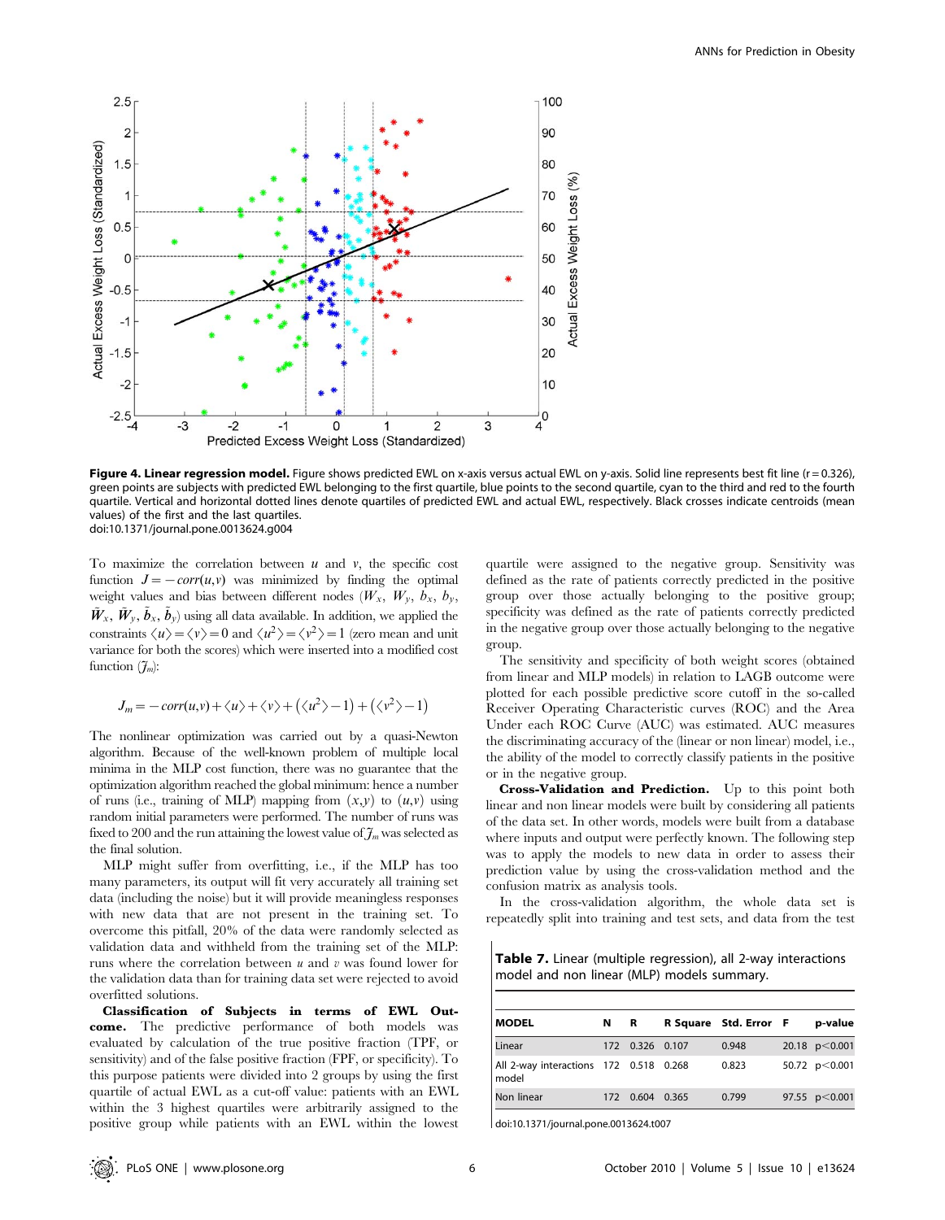**Figure 4. Linear regression model.** Figure shows predicted EWL on x-axis versus actual EWL on y-axis. Solid line represents best fit line (r = 0.326), green points are subjects with predicted EWL belonging to the first quartile, blue points to the second quartile, cyan to the third and red to the fourth quartile. Vertical and horizontal dotted lines denote quartiles of predicted EWL and actual EWL, respectively. Black crosses indicate centroids (mean values) of the first and the last quartiles.
doi:10.1371/journal.pone.0013624.g004

To maximize the correlation between $u$ and $v$, the specific cost function $J = -corr(u,v)$ was minimized by finding the optimal weight values and bias between different nodes ($W_x$, $W_y$, $b_x$, $b_y$, $\tilde{W}_x$, $\tilde{W}_y$, $\tilde{b}_x$, $\tilde{b}_y$) using all data available. In addition, we applied the constraints $\langle u \rangle = \langle v \rangle = 0$ and $\langle u^2 \rangle = \langle v^2 \rangle = 1$ (zero mean and unit variance for both the scores) which were inserted into a modified cost function ($J_m$):

$$J_m = -corr(u,v) + \langle u \rangle + \langle v \rangle + \left( \langle u^2 \rangle - 1 \right) + \left( \langle v^2 \rangle - 1 \right)$$

The nonlinear optimization was carried out by a quasi-Newton algorithm. Because of the well-known problem of multiple local minima in the MLP cost function, there was no guarantee that the optimization algorithm reached the global minimum: hence a number of runs (i.e., training of MLP) mapping from $(x,y)$ to $(u,v)$ using random initial parameters were performed. The number of runs was fixed to 200 and the run attaining the lowest value of $J_m$ was selected as the final solution.

MLP might suffer from overfitting, i.e., if the MLP has too many parameters, its output will fit very accurately all training set data (including the noise) but it will provide meaningless responses with new data that are not present in the training set. To overcome this pitfall, 20% of the data were randomly selected as validation data and withheld from the training set of the MLP: runs where the correlation between $u$ and $v$ was found lower for the validation data than for training data set were rejected to avoid overfitted solutions.

**Classification of Subjects in terms of EWL Outcome.** The predictive performance of both models was evaluated by calculation of the true positive fraction (TPF, or sensitivity) and of the false positive fraction (FPF, or specificity). To this purpose patients were divided into 2 groups by using the first quartile of actual EWL as a cut-off value: patients with an EWL within the 3 highest quartiles were arbitrarily assigned to the positive group while patients with an EWL within the lowest quartile were assigned to the negative group. Sensitivity was defined as the rate of patients correctly predicted in the positive group over those actually belonging to the positive group; specificity was defined as the rate of patients correctly predicted in the negative group over those actually belonging to the negative group.

The sensitivity and specificity of both weight scores (obtained from linear and MLP models) in relation to LAGB outcome were plotted for each possible predictive score cutoff in the so-called Receiver Operating Characteristic curves (ROC) and the Area Under each ROC Curve (AUC) was estimated. AUC measures the discriminating accuracy of the (linear or non linear) model, i.e., the ability of the model to correctly classify patients in the positive or in the negative group.

**Cross-Validation and Prediction.** Up to this point both linear and non linear models were built by considering all patients of the data set. In other words, models were built from a database where inputs and output were perfectly known. The following step was to apply the models to new data in order to assess their prediction value by using the cross-validation method and the confusion matrix as analysis tools.

In the cross-validation algorithm, the whole data set is repeatedly split into training and test sets, and data from the test

**Table 7.** Linear (multiple regression), all 2-way interactions model and non linear (MLP) models summary.

| MODEL | N | R | R Square | Std. Error | F | p-value |
|---|---|---|---|---|---|---|
| Linear | 172 | 0.326 | 0.107 | 0.948 | 20.18 | $p<0.001$ |
| All 2-way interactions model | 172 | 0.518 | 0.268 | 0.823 | 50.72 | $p<0.001$ |
| Non linear | 172 | 0.604 | 0.365 | 0.799 | 97.55 | $p<0.001$ |

doi:10.1371/journal.pone.0013624.t007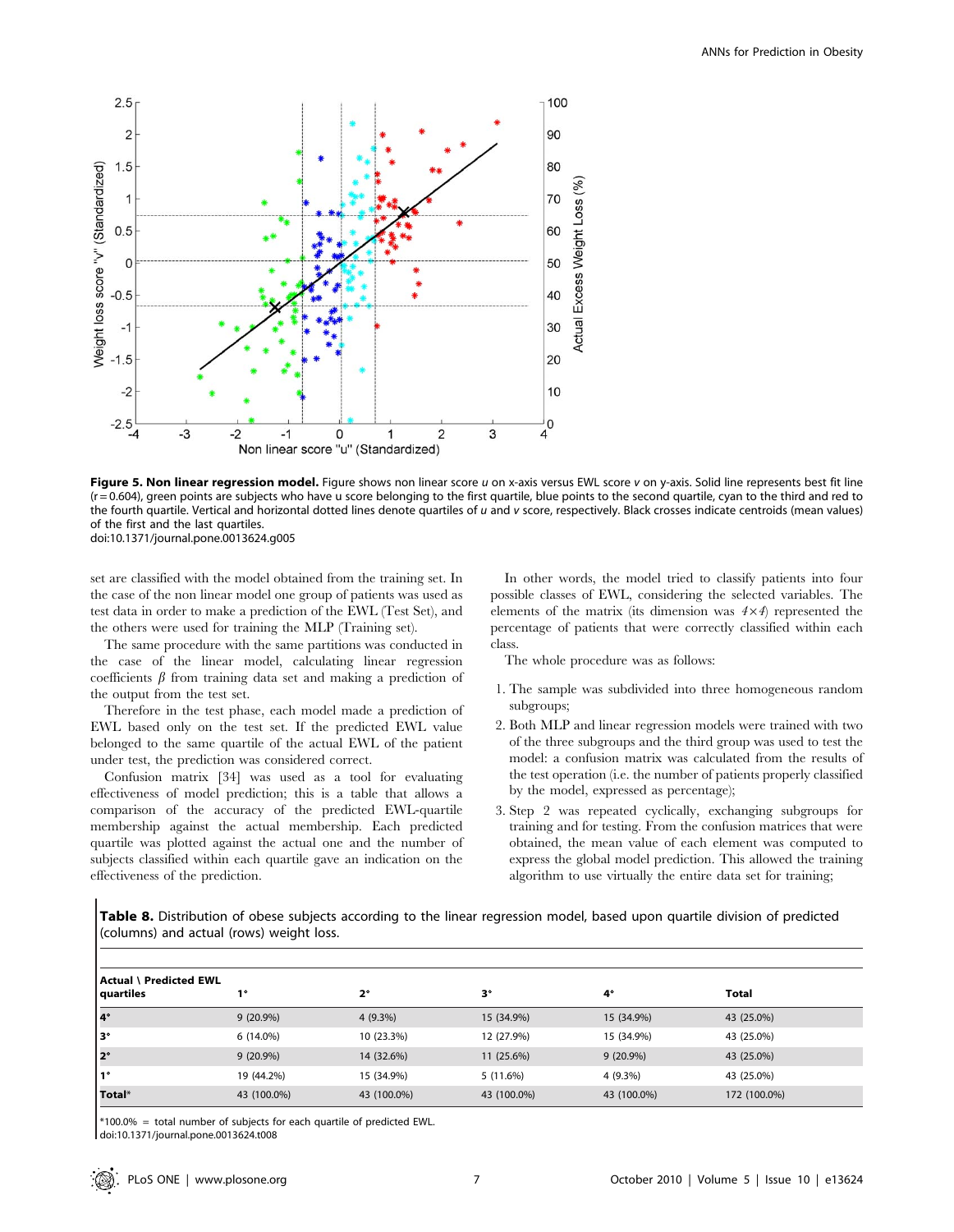**Figure 5. Non linear regression model.** Figure shows non linear score $u$ on x-axis versus EWL score $v$ on y-axis. Solid line represents best fit line ($r = 0.604$), green points are subjects who have u score belonging to the first quartile, blue points to the second quartile, cyan to the third and red to the fourth quartile. Vertical and horizontal dotted lines denote quartiles of $u$ and $v$ score, respectively. Black crosses indicate centroids (mean values) of the first and the last quartiles.
doi:10.1371/journal.pone.0013624.g005

set are classified with the model obtained from the training set. In the case of the non linear model one group of patients was used as test data in order to make a prediction of the EWL (Test Set), and the others were used for training the MLP (Training set).

The same procedure with the same partitions was conducted in the case of the linear model, calculating linear regression coefficients $\beta$ from training data set and making a prediction of the output from the test set.

Therefore in the test phase, each model made a prediction of EWL based only on the test set. If the predicted EWL value belonged to the same quartile of the actual EWL of the patient under test, the prediction was considered correct.

Confusion matrix [34] was used as a tool for evaluating effectiveness of model prediction; this is a table that allows a comparison of the accuracy of the predicted EWL-quartile membership against the actual membership. Each predicted quartile was plotted against the actual one and the number of subjects classified within each quartile gave an indication on the effectiveness of the prediction.

In other words, the model tried to classify patients into four possible classes of EWL, considering the selected variables. The elements of the matrix (its dimension was $4 \times 4$) represented the percentage of patients that were correctly classified within each class.

The whole procedure was as follows:

1. The sample was subdivided into three homogeneous random subgroups;
2. Both MLP and linear regression models were trained with two of the three subgroups and the third group was used to test the model: a confusion matrix was calculated from the results of the test operation (i.e. the number of patients properly classified by the model, expressed as percentage);
3. Step 2 was repeated cyclically, exchanging subgroups for training and for testing. From the confusion matrices that were obtained, the mean value of each element was computed to express the global model prediction. This allowed the training algorithm to use virtually the entire data set for training;

**Table 8.** Distribution of obese subjects according to the linear regression model, based upon quartile division of predicted (columns) and actual (rows) weight loss.

| Actual \ Predicted EWL quartiles | 1° | 2° | 3° | 4° | Total |
|---|---|---|---|---|---|
| 4° | 9 (20.9%) | 4 (9.3%) | 15 (34.9%) | 15 (34.9%) | 43 (25.0%) |
| 3° | 6 (14.0%) | 10 (23.3%) | 12 (27.9%) | 15 (34.9%) | 43 (25.0%) |
| 2° | 9 (20.9%) | 14 (32.6%) | 11 (25.6%) | 9 (20.9%) | 43 (25.0%) |
| 1° | 19 (44.2%) | 15 (34.9%) | 5 (11.6%) | 4 (9.3%) | 43 (25.0%) |
| Total* | 43 (100.0%) | 43 (100.0%) | 43 (100.0%) | 43 (100.0%) | 172 (100.0%) |

*100.0% = total number of subjects for each quartile of predicted EWL.
doi:10.1371/journal.pone.0013624.t008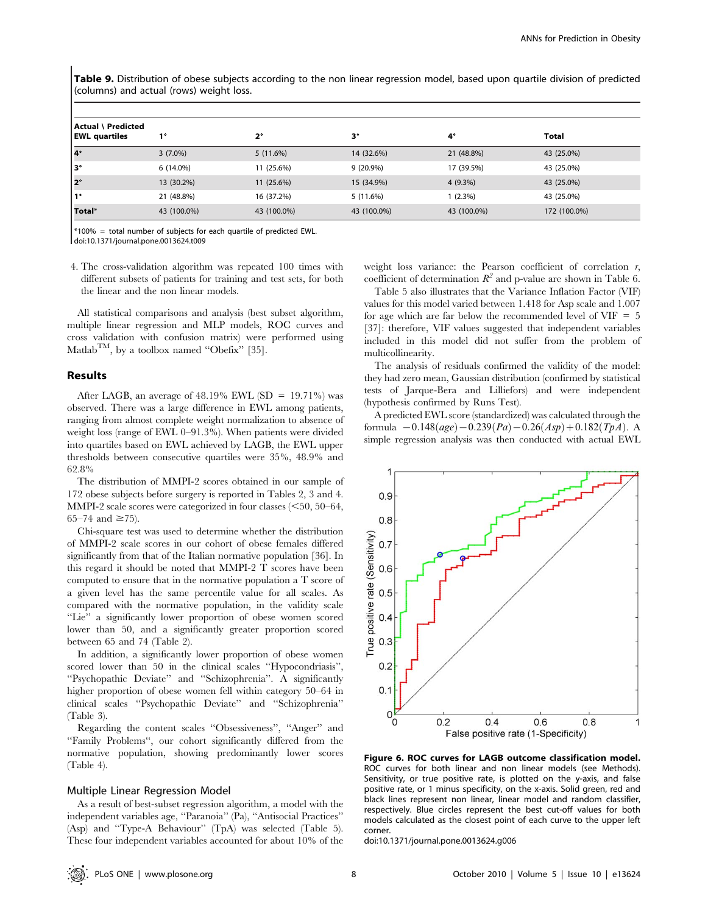**Table 9.** Distribution of obese subjects according to the non linear regression model, based upon quartile division of predicted (columns) and actual (rows) weight loss.

| Actual \ Predicted EWL quartiles | 1° | 2° | 3° | 4° | Total |
|---|---|---|---|---|---|
| 4° | 3 (7.0%) | 5 (11.6%) | 14 (32.6%) | 21 (48.8%) | 43 (25.0%) |
| 3° | 6 (14.0%) | 11 (25.6%) | 9 (20.9%) | 17 (39.5%) | 43 (25.0%) |
| 2° | 13 (30.2%) | 11 (25.6%) | 15 (34.9%) | 4 (9.3%) | 43 (25.0%) |
| 1° | 21 (48.8%) | 16 (37.2%) | 5 (11.6%) | 1 (2.3%) | 43 (25.0%) |
| Total* | 43 (100.0%) | 43 (100.0%) | 43 (100.0%) | 43 (100.0%) | 172 (100.0%) |

*100% = total number of subjects for each quartile of predicted EWL.
doi:10.1371/journal.pone.0013624.t009

4. The cross-validation algorithm was repeated 100 times with different subsets of patients for training and test sets, for both the linear and the non linear models.

All statistical comparisons and analysis (best subset algorithm, multiple linear regression and MLP models, ROC curves and cross validation with confusion matrix) were performed using Matlab™, by a toolbox named "Obefix" [35].

## Results

After LAGB, an average of 48.19% EWL (SD = 19.71%) was observed. There was a large difference in EWL among patients, ranging from almost complete weight normalization to absence of weight loss (range of EWL 0–91.3%). When patients were divided into quartiles based on EWL achieved by LAGB, the EWL upper thresholds between consecutive quartiles were 35%, 48.9% and 62.8%

The distribution of MMPI-2 scores obtained in our sample of 172 obese subjects before surgery is reported in Tables 2, 3 and 4. MMPI-2 scale scores were categorized in four classes (<50, 50–64, 65–74 and ≥75).

Chi-square test was used to determine whether the distribution of MMPI-2 scale scores in our cohort of obese females differed significantly from that of the Italian normative population [36]. In this regard it should be noted that MMPI-2 T scores have been computed to ensure that in the normative population a T score of a given level has the same percentile value for all scales. As compared with the normative population, in the validity scale "Lie" a significantly lower proportion of obese women scored lower than 50, and a significantly greater proportion scored between 65 and 74 (Table 2).

In addition, a significantly lower proportion of obese women scored lower than 50 in the clinical scales "Hypocondriasis", "Psychopathic Deviate" and "Schizophrenia". A significantly higher proportion of obese women fell within category 50–64 in clinical scales "Psychopathic Deviate" and "Schizophrenia" (Table 3).

Regarding the content scales "Obsessiveness", "Anger" and "Family Problems", our cohort significantly differed from the normative population, showing predominantly lower scores (Table 4).

### Multiple Linear Regression Model

As a result of best-subset regression algorithm, a model with the independent variables age, "Paranoia" (Pa), "Antisocial Practices" (Asp) and "Type-A Behaviour" (TpA) was selected (Table 5). These four independent variables accounted for about 10% of the weight loss variance: the Pearson coefficient of correlation $r$, coefficient of determination $R^2$ and p-value are shown in Table 6.

Table 5 also illustrates that the Variance Inflation Factor (VIF) values for this model varied between 1.418 for Asp scale and 1.007 for age which are far below the recommended level of VIF = 5 [37]: therefore, VIF values suggested that independent variables included in this model did not suffer from the problem of multicollinearity.

The analysis of residuals confirmed the validity of the model: they had zero mean, Gaussian distribution (confirmed by statistical tests of Jarque-Bera and Lilliefors) and were independent (hypothesis confirmed by Runs Test).

A predicted EWL score (standardized) was calculated through the formula $-0.148(age) - 0.239(Pa) - 0.26(Asp) + 0.182(TpA)$. A simple regression analysis was then conducted with actual EWL

**Figure 6. ROC curves for LAGB outcome classification model.** ROC curves for both linear and non linear models (see Methods). Sensitivity, or true positive rate, is plotted on the y-axis, and false positive rate, or 1 minus specificity, on the x-axis. Solid green, red and black lines represent non linear, linear model and random classifier, respectively. Blue circles represent the best cut-off values for both models calculated as the closest point of each curve to the upper left corner.
doi:10.1371/journal.pone.0013624.g006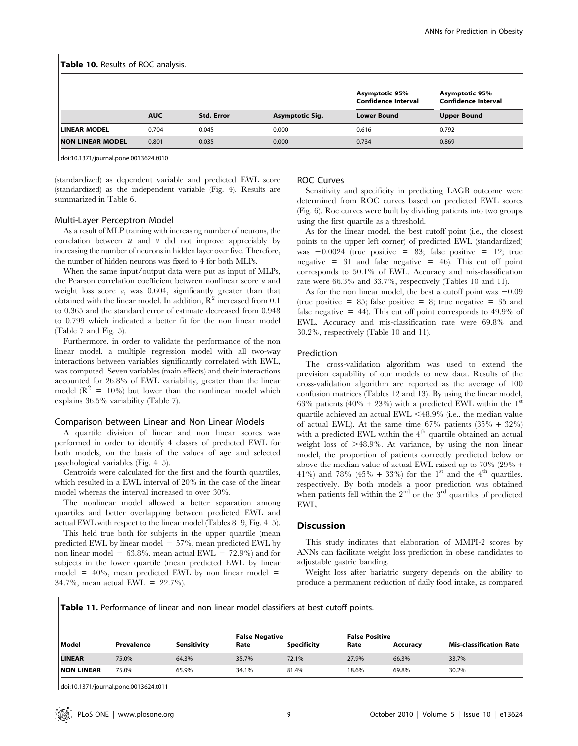**Table 10.** Results of ROC analysis.

| | AUC | Std. Error | Asymptotic Sig. | Asymptotic 95% Confidence Interval Lower Bound | Asymptotic 95% Confidence Interval Upper Bound |
|---|---|---|---|---|---|
| **LINEAR MODEL** | 0.704 | 0.045 | 0.000 | 0.616 | 0.792 |
| **NON LINEAR MODEL** | 0.801 | 0.035 | 0.000 | 0.734 | 0.869 |

doi:10.1371/journal.pone.0013624.t010

(standardized) as dependent variable and predicted EWL score (standardized) as the independent variable (Fig. 4). Results are summarized in Table 6.

### Multi-Layer Perceptron Model

As a result of MLP training with increasing number of neurons, the correlation between *u* and *v* did not improve appreciably by increasing the number of neurons in hidden layer over five. Therefore, the number of hidden neurons was fixed to 4 for both MLPs.

When the same input/output data were put as input of MLPs, the Pearson correlation coefficient between nonlinear score *u* and weight loss score *v*, was 0.604, significantly greater than that obtained with the linear model. In addition, $R^2$ increased from 0.1 to 0.365 and the standard error of estimate decreased from 0.948 to 0.799 which indicated a better fit for the non linear model (Table 7 and Fig. 5).

Furthermore, in order to validate the performance of the non linear model, a multiple regression model with all two-way interactions between variables significantly correlated with EWL, was computed. Seven variables (main effects) and their interactions accounted for 26.8% of EWL variability, greater than the linear model ($R^2$ = 10%) but lower than the nonlinear model which explains 36.5% variability (Table 7).

### Comparison between Linear and Non Linear Models

A quartile division of linear and non linear scores was performed in order to identify 4 classes of predicted EWL for both models, on the basis of the values of age and selected psychological variables (Fig. 4–5).

Centroids were calculated for the first and the fourth quartiles, which resulted in a EWL interval of 20% in the case of the linear model whereas the interval increased to over 30%.

The nonlinear model allowed a better separation among quartiles and better overlapping between predicted EWL and actual EWL with respect to the linear model (Tables 8–9, Fig. 4–5).

This held true both for subjects in the upper quartile (mean predicted EWL by linear model = 57%, mean predicted EWL by non linear model = 63.8%, mean actual EWL = 72.9%) and for subjects in the lower quartile (mean predicted EWL by linear model = 40%, mean predicted EWL by non linear model = 34.7%, mean actual EWL = 22.7%).

### ROC Curves

Sensitivity and specificity in predicting LAGB outcome were determined from ROC curves based on predicted EWL scores (Fig. 6). Roc curves were built by dividing patients into two groups using the first quartile as a threshold.

As for the linear model, the best cutoff point (i.e., the closest points to the upper left corner) of predicted EWL (standardized) was −0.0024 (true positive = 83; false positive = 12; true negative = 31 and false negative = 46). This cut off point corresponds to 50.1% of EWL. Accuracy and mis-classification rate were 66.3% and 33.7%, respectively (Tables 10 and 11).

As for the non linear model, the best *u* cutoff point was −0.09 (true positive = 85; false positive = 8; true negative = 35 and false negative = 44). This cut off point corresponds to 49.9% of EWL. Accuracy and mis-classification rate were 69.8% and 30.2%, respectively (Table 10 and 11).

### Prediction

The cross-validation algorithm was used to extend the prevision capability of our models to new data. Results of the cross-validation algorithm are reported as the average of 100 confusion matrices (Tables 12 and 13). By using the linear model, 63% patients (40% + 23%) with a predicted EWL within the 1st quartile achieved an actual EWL <48.9% (i.e., the median value of actual EWL). At the same time 67% patients (35% + 32%) with a predicted EWL within the 4th quartile obtained an actual weight loss of >48.9%. At variance, by using the non linear model, the proportion of patients correctly predicted below or above the median value of actual EWL raised up to 70% (29% + 41%) and 78% (45% + 33%) for the 1st and the 4th quartiles, respectively. By both models a poor prediction was obtained when patients fell within the 2nd or the 3rd quartiles of predicted EWL.

## Discussion

This study indicates that elaboration of MMPI-2 scores by ANNs can facilitate weight loss prediction in obese candidates to adjustable gastric banding.

Weight loss after bariatric surgery depends on the ability to produce a permanent reduction of daily food intake, as compared

**Table 11.** Performance of linear and non linear model classifiers at best cutoff points.

| Model | Prevalence | Sensitivity | False Negative Rate | Specificity | False Positive Rate | Accuracy | Mis-classification Rate |
|---|---|---|---|---|---|---|---|
| **LINEAR** | 75.0% | 64.3% | 35.7% | 72.1% | 27.9% | 66.3% | 33.7% |
| **NON LINEAR** | 75.0% | 65.9% | 34.1% | 81.4% | 18.6% | 69.8% | 30.2% |

doi:10.1371/journal.pone.0013624.t011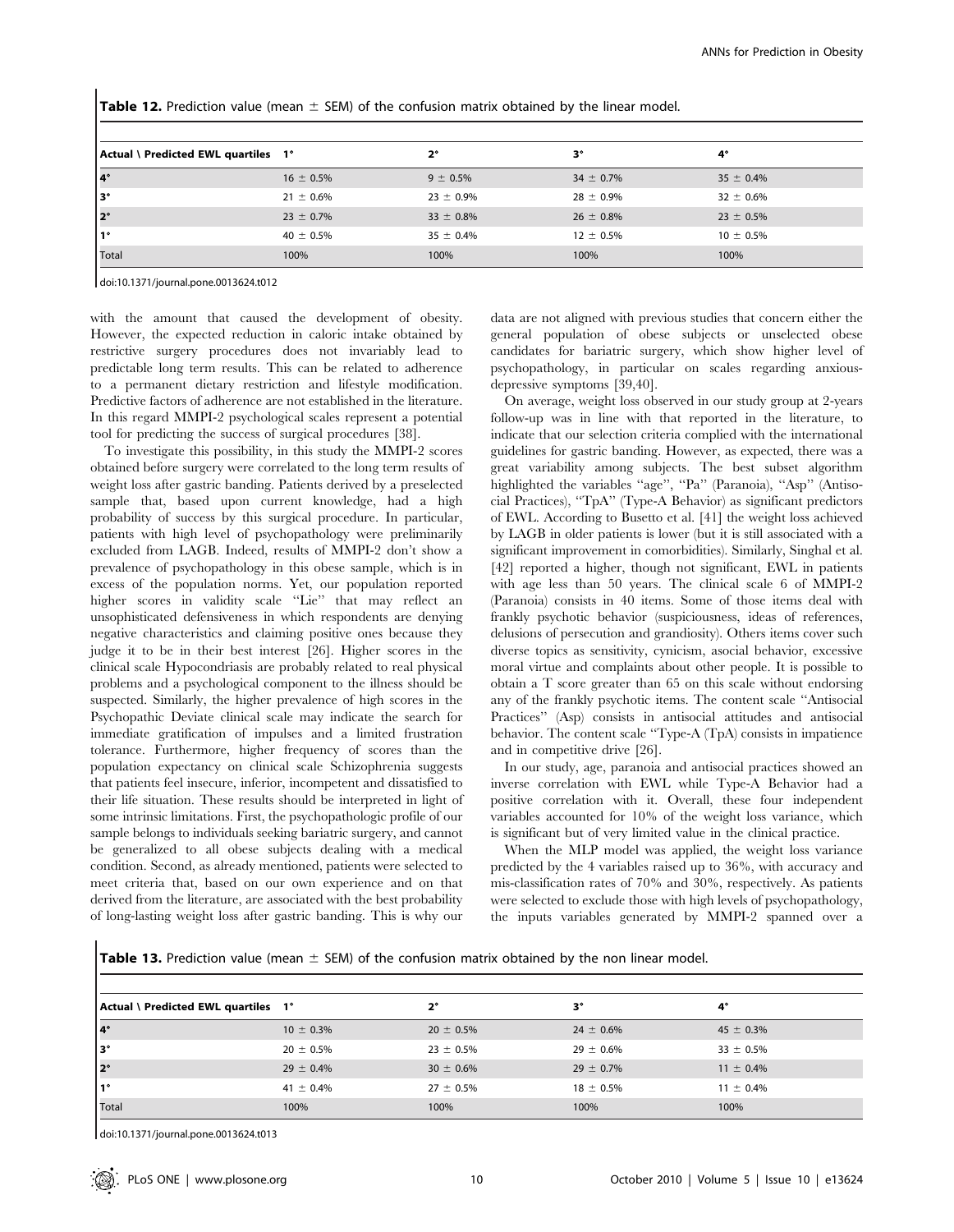**Table 12.** Prediction value (mean ± SEM) of the confusion matrix obtained by the linear model.

| Actual \ Predicted EWL quartiles | 1° | 2° | 3° | 4° |
|---|---|---|---|---|
| 4° | 16 ± 0.5% | 9 ± 0.5% | 34 ± 0.7% | 35 ± 0.4% |
| 3° | 21 ± 0.6% | 23 ± 0.9% | 28 ± 0.9% | 32 ± 0.6% |
| 2° | 23 ± 0.7% | 33 ± 0.8% | 26 ± 0.8% | 23 ± 0.5% |
| 1° | 40 ± 0.5% | 35 ± 0.4% | 12 ± 0.5% | 10 ± 0.5% |
| Total | 100% | 100% | 100% | 100% |

doi:10.1371/journal.pone.0013624.t012

with the amount that caused the development of obesity. However, the expected reduction in caloric intake obtained by restrictive surgery procedures does not invariably lead to predictable long term results. This can be related to adherence to a permanent dietary restriction and lifestyle modification. Predictive factors of adherence are not established in the literature. In this regard MMPI-2 psychological scales represent a potential tool for predicting the success of surgical procedures [38].

To investigate this possibility, in this study the MMPI-2 scores obtained before surgery were correlated to the long term results of weight loss after gastric banding. Patients derived by a preselected sample that, based upon current knowledge, had a high probability of success by this surgical procedure. In particular, patients with high level of psychopathology were preliminarily excluded from LAGB. Indeed, results of MMPI-2 don't show a prevalence of psychopathology in this obese sample, which is in excess of the population norms. Yet, our population reported higher scores in validity scale "Lie" that may reflect an unsophisticated defensiveness in which respondents are denying negative characteristics and claiming positive ones because they judge it to be in their best interest [26]. Higher scores in the clinical scale Hypocondriasis are probably related to real physical problems and a psychological component to the illness should be suspected. Similarly, the higher prevalence of high scores in the Psychopathic Deviate clinical scale may indicate the search for immediate gratification of impulses and a limited frustration tolerance. Furthermore, higher frequency of scores than the population expectancy on clinical scale Schizophrenia suggests that patients feel insecure, inferior, incompetent and dissatisfied to their life situation. These results should be interpreted in light of some intrinsic limitations. First, the psychopathologic profile of our sample belongs to individuals seeking bariatric surgery, and cannot be generalized to all obese subjects dealing with a medical condition. Second, as already mentioned, patients were selected to meet criteria that, based on our own experience and on that derived from the literature, are associated with the best probability of long-lasting weight loss after gastric banding. This is why our data are not aligned with previous studies that concern either the general population of obese subjects or unselected obese candidates for bariatric surgery, which show higher level of psychopathology, in particular on scales regarding anxious-depressive symptoms [39,40].

On average, weight loss observed in our study group at 2-years follow-up was in line with that reported in the literature, to indicate that our selection criteria complied with the international guidelines for gastric banding. However, as expected, there was a great variability among subjects. The best subset algorithm highlighted the variables "age", "Pa" (Paranoia), "Asp" (Antisocial Practices), "TpA" (Type-A Behavior) as significant predictors of EWL. According to Busetto et al. [41] the weight loss achieved by LAGB in older patients is lower (but it is still associated with a significant improvement in comorbidities). Similarly, Singhal et al. [42] reported a higher, though not significant, EWL in patients with age less than 50 years. The clinical scale 6 of MMPI-2 (Paranoia) consists in 40 items. Some of those items deal with frankly psychotic behavior (suspiciousness, ideas of references, delusions of persecution and grandiosity). Others items cover such diverse topics as sensitivity, cynicism, asocial behavior, excessive moral virtue and complaints about other people. It is possible to obtain a T score greater than 65 on this scale without endorsing any of the frankly psychotic items. The content scale "Antisocial Practices" (Asp) consists in antisocial attitudes and antisocial behavior. The content scale "Type-A (TpA) consists in impatience and in competitive drive [26].

In our study, age, paranoia and antisocial practices showed an inverse correlation with EWL while Type-A Behavior had a positive correlation with it. Overall, these four independent variables accounted for 10% of the weight loss variance, which is significant but of very limited value in the clinical practice.

When the MLP model was applied, the weight loss variance predicted by the 4 variables raised up to 36%, with accuracy and mis-classification rates of 70% and 30%, respectively. As patients were selected to exclude those with high levels of psychopathology, the inputs variables generated by MMPI-2 spanned over a

**Table 13.** Prediction value (mean ± SEM) of the confusion matrix obtained by the non linear model.

| Actual \ Predicted EWL quartiles | 1° | 2° | 3° | 4° |
|---|---|---|---|---|
| 4° | 10 ± 0.3% | 20 ± 0.5% | 24 ± 0.6% | 45 ± 0.3% |
| 3° | 20 ± 0.5% | 23 ± 0.5% | 29 ± 0.6% | 33 ± 0.5% |
| 2° | 29 ± 0.4% | 30 ± 0.6% | 29 ± 0.7% | 11 ± 0.4% |
| 1° | 41 ± 0.4% | 27 ± 0.5% | 18 ± 0.5% | 11 ± 0.4% |
| Total | 100% | 100% | 100% | 100% |

doi:10.1371/journal.pone.0013624.t013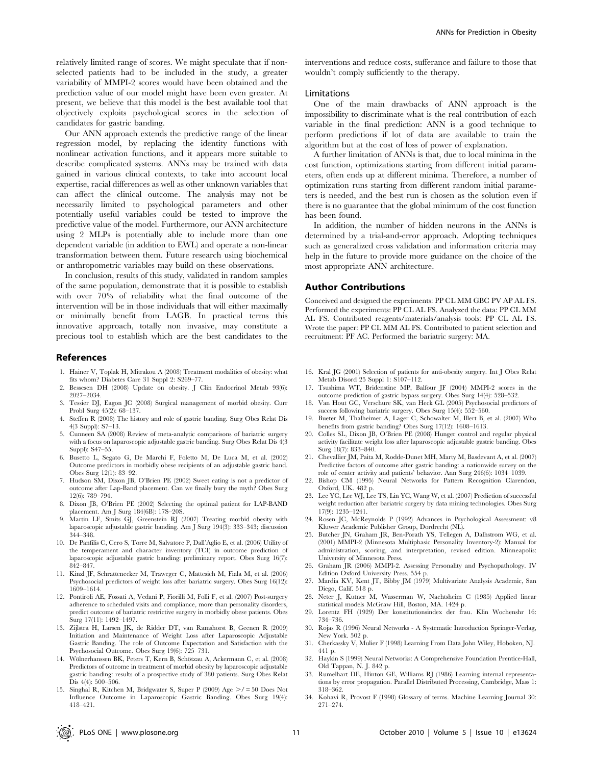relatively limited range of scores. We might speculate that if non-selected patients had to be included in the study, a greater variability of MMPI-2 scores would have been obtained and the prediction value of our model might have been even greater. At present, we believe that this model is the best available tool that objectively exploits psychological scores in the selection of candidates for gastric banding.

Our ANN approach extends the predictive range of the linear regression model, by replacing the identity functions with nonlinear activation functions, and it appears more suitable to describe complicated systems. ANNs may be trained with data gained in various clinical contexts, to take into account local expertise, racial differences as well as other unknown variables that can affect the clinical outcome. The analysis may not be necessarily limited to psychological parameters and other potentially useful variables could be tested to improve the predictive value of the model. Furthermore, our ANN architecture using 2 MLPs is potentially able to include more than one dependent variable (in addition to EWL) and operate a non-linear transformation between them. Future research using biochemical or anthropometric variables may build on these observations.

In conclusion, results of this study, validated in random samples of the same population, demonstrate that it is possible to establish with over 70% of reliability what the final outcome of the intervention will be in those individuals that will either maximally or minimally benefit from LAGB. In practical terms this innovative approach, totally non invasive, may constitute a precious tool to establish which are the best candidates to the interventions and reduce costs, sufferance and failure to those that wouldn't comply sufficiently to the therapy.

### Limitations

One of the main drawbacks of ANN approach is the impossibility to discriminate what is the real contribution of each variable in the final prediction: ANN is a good technique to perform predictions if lot of data are available to train the algorithm but at the cost of loss of power of explanation.

A further limitation of ANNs is that, due to local minima in the cost function, optimizations starting from different initial parameters, often ends up at different minima. Therefore, a number of optimization runs starting from different random initial parameters is needed, and the best run is chosen as the solution even if there is no guarantee that the global minimum of the cost function has been found.

In addition, the number of hidden neurons in the ANNs is determined by a trial-and-error approach. Adopting techniques such as generalized cross validation and information criteria may help in the future to provide more guidance on the choice of the most appropriate ANN architecture.

## Author Contributions

Conceived and designed the experiments: PP CL MM GBC PV AP AL FS. Performed the experiments: PP CL AL FS. Analyzed the data: PP CL MM AL FS. Contributed reagents/materials/analysis tools: PP CL AL FS. Wrote the paper: PP CL MM AL FS. Contributed to patient selection and recruitment: PF AC. Performed the bariatric surgery: MA.

## References

1. Hainer V, Toplak H, Mitrakou A (2008) Treatment modalities of obesity: what fits whom? Diabetes Care 31 Suppl 2: S269–77.
2. Bessesen DH (2008) Update on obesity. J Clin Endocrinol Metab 93(6): 2027–2034.
3. Tessier DJ, Eagon JC (2008) Surgical management of morbid obesity. Curr Probl Surg 45(2): 68–137.
4. Steffen R (2008) The history and role of gastric banding. Surg Obes Relat Dis 4(3 Suppl): S7–13.
5. Cunneen SA (2008) Review of meta-analytic comparisons of bariatric surgery with a focus on laparoscopic adjustable gastric banding. Surg Obes Relat Dis 4(3 Suppl): S47–55.
6. Busetto L, Segato G, De Marchi F, Foletto M, De Luca M, et al. (2002) Outcome predictors in morbidly obese recipients of an adjustable gastric band. Obes Surg 12(1): 83–92.
7. Hudson SM, Dixon JB, O'Brien PE (2002) Sweet eating is not a predictor of outcome after Lap-Band placement. Can we finally bury the myth? Obes Surg 12(6): 789–794.
8. Dixon JB, O'Brien PE (2002) Selecting the optimal patient for LAP-BAND placement. Am J Surg 184(6B): 17S–20S.
9. Martin LF, Smits GJ, Greenstein RJ (2007) Treating morbid obesity with laparoscopic adjustable gastric banding. Am J Surg 194(3): 333–343; discussion 344–348.
10. De Panfilis C, Cero S, Torre M, Salvatore P, Dall'Aglio E, et al. (2006) Utility of the temperament and character inventory (TCI) in outcome prediction of laparoscopic adjustable gastric banding: preliminary report. Obes Surg 16(7): 842–847.
11. Kinzl JF, Schrattenecker M, Traweger C, Mattesich M, Fiala M, et al. (2006) Psychosocial predictors of weight loss after bariatric surgery. Obes Surg 16(12): 1609–1614.
12. Pontiroli AE, Fossati A, Vedani P, Fiorilli M, Folli F, et al. (2007) Post-surgery adherence to scheduled visits and compliance, more than personality disorders, predict outcome of bariatric restrictive surgery in morbidly obese patients. Obes Surg 17(11): 1492–1497.
13. Zijlstra H, Larsen JK, de Ridder DT, van Ramshorst B, Geenen R (2009) Initiation and Maintenance of Weight Loss after Laparoscopic Adjustable Gastric Banding. The role of Outcome Expectation and Satisfaction with the Psychosocial Outcome. Obes Surg 19(6): 725–731.
14. Wölnerhanssen BK, Peters T, Kern B, Schötzau A, Ackermann C, et al. (2008) Predictors of outcome in treatment of morbid obesity by laparoscopic adjustable gastric banding: results of a prospective study of 380 patients. Surg Obes Relat Dis 4(4): 500–506.
15. Singhal R, Kitchen M, Bridgwater S, Super P (2009) Age >/ = 50 Does Not Influence Outcome in Laparoscopic Gastric Banding. Obes Surg 19(4): 418–421.
16. Kral JG (2001) Selection of patients for anti-obesity surgery. Int J Obes Relat Metab Disord 25 Suppl 1: S107–112.
17. Tsushima WT, Bridenstine MP, Balfour JF (2004) MMPI-2 scores in the outcome prediction of gastric bypass surgery. Obes Surg 14(4): 528–532.
18. Van Hout GC, Verschure SK, van Heck GL (2005) Psychosocial predictors of success following bariatric surgery. Obes Surg 15(4): 552–560.
19. Bueter M, Thalheimer A, Lager C, Schowalter M, Illert B, et al. (2007) Who benefits from gastric banding? Obes Surg 17(12): 1608–1613.
20. Colles SL, Dixon JB, O'Brien PE (2008) Hunger control and regular physical activity facilitate weight loss after laparoscopic adjustable gastric banding. Obes Surg 18(7): 833–840.
21. Chevallier JM, Paita M, Rodde-Dunet MH, Marty M, Basdevant A, et al. (2007) Predictive factors of outcome after gastric banding: a nationwide survey on the role of center activity and patients' behavior. Ann Surg 246(6): 1034–1039.
22. Bishop CM (1995) Neural Networks for Pattern Recognition Clarendon, Oxford, UK. 482 p.
23. Lee YC, Lee WJ, Lee TS, Lin YC, Wang W, et al. (2007) Prediction of successful weight reduction after bariatric surgery by data mining technologies. Obes Surg 17(9): 1235–1241.
24. Rosen JC, McReynolds P (1992) Advances in Psychological Assessment: v8 Kluwer Academic Publisher Group, Dordrecht (NL).
25. Butcher JN, Graham JR, Ben-Porath YS, Tellegen A, Dalhstrom WG, et al. (2001) MMPI-2 (Minnesota Multiphasic Personality Inventory-2): Manual for administration, scoring, and interpretation, revised edition. Minneapolis: University of Minnesota Press.
26. Graham JR (2006) MMPI-2. Assessing Personality and Psychopathology. IV Edition Oxford University Press. 554 p.
27. Mardia KV, Kent JT, Bibby JM (1979) Multivariate Analysis Academic, San Diego, Calif. 518 p.
28. Neter J, Kutner M, Wasserman W, Nachtsheim C (1985) Applied linear statistical models McGraw Hill, Boston, MA. 1424 p.
29. Lorentz FH (1929) Der konstitutionsindex der frau. Klin Wochenshr 16: 734–736.
30. Rojas R (1996) Neural Networks - A Systematic Introduction Springer-Verlag, New York. 502 p.
31. Cherkassky V, Mulier F (1998) Learning From Data John Wiley, Hoboken, NJ. 441 p.
32. Haykin S (1999) Neural Networks: A Comprehensive Foundation Prentice-Hall, Old Tappan, N. J. 842 p.
33. Rumelhart DE, Hinton GE, Williams RJ (1986) Learning internal representations by error propagation. Parallel Distributed Processing, Cambridge, Mass 1: 318–362.
34. Kohavi R, Provost F (1998) Glossary of terms. Machine Learning Journal 30: 271–274.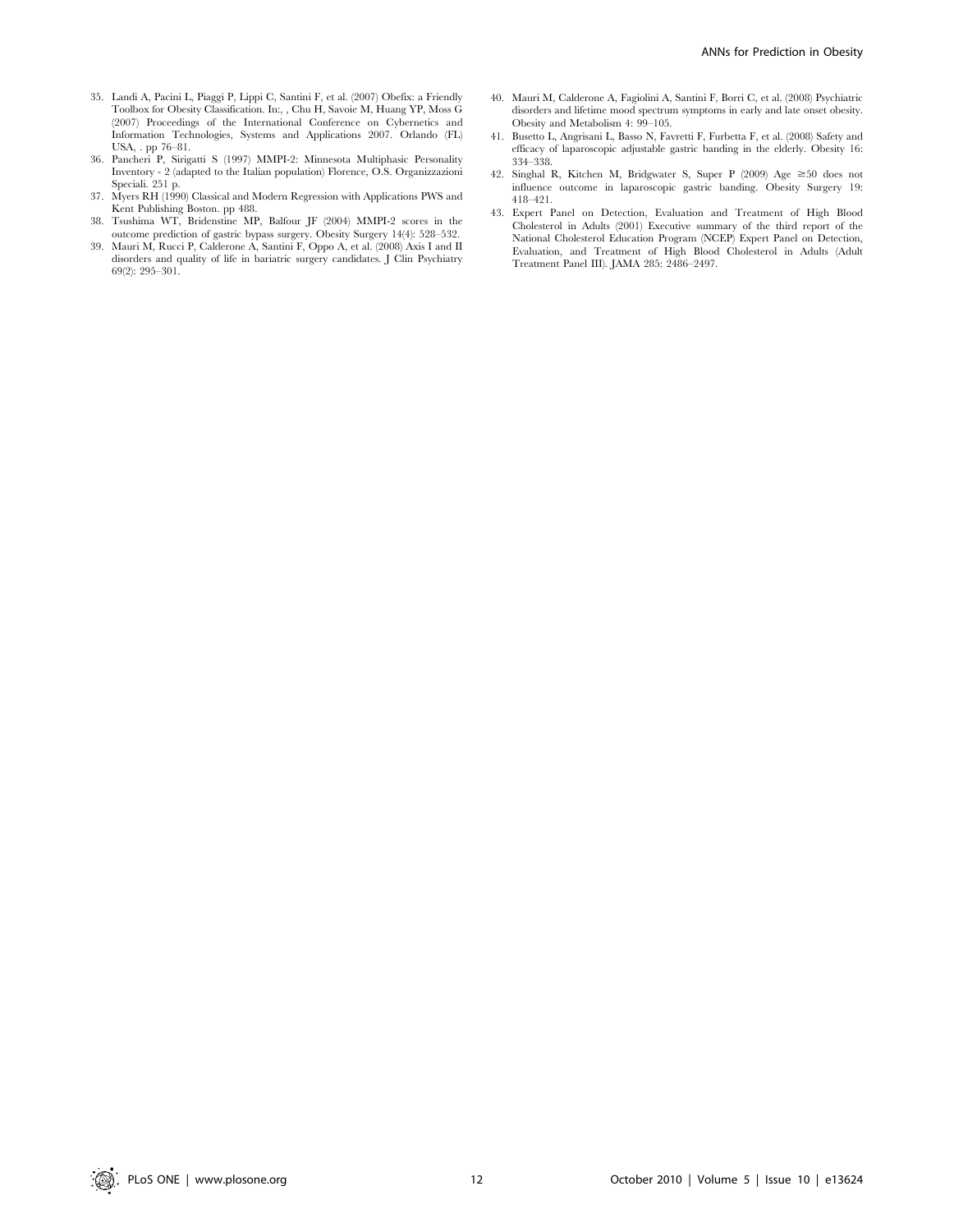35. Landi A, Pacini L, Piaggi P, Lippi C, Santini F, et al. (2007) Obefix: a Friendly Toolbox for Obesity Classification. In:, , Chu H, Savoie M, Huang YP, Moss G (2007) Proceedings of the International Conference on Cybernetics and Information Technologies, Systems and Applications 2007. Orlando (FL) USA, . pp 76–81.
36. Pancheri P, Sirigatti S (1997) MMPI-2: Minnesota Multiphasic Personality Inventory - 2 (adapted to the Italian population) Florence, O.S. Organizzazioni Speciali. 251 p.
37. Myers RH (1990) Classical and Modern Regression with Applications PWS and Kent Publishing Boston. pp 488.
38. Tsushima WT, Bridenstine MP, Balfour JF (2004) MMPI-2 scores in the outcome prediction of gastric bypass surgery. Obesity Surgery 14(4): 528–532.
39. Mauri M, Rucci P, Calderone A, Santini F, Oppo A, et al. (2008) Axis I and II disorders and quality of life in bariatric surgery candidates. J Clin Psychiatry 69(2): 295–301.
40. Mauri M, Calderone A, Fagiolini A, Santini F, Borri C, et al. (2008) Psychiatric disorders and lifetime mood spectrum symptoms in early and late onset obesity. Obesity and Metabolism 4: 99–105.
41. Busetto L, Angrisani L, Basso N, Favretti F, Furbetta F, et al. (2008) Safety and efficacy of laparoscopic adjustable gastric banding in the elderly. Obesity 16: 334–338.
42. Singhal R, Kitchen M, Bridgwater S, Super P (2009) Age ≥50 does not influence outcome in laparoscopic gastric banding. Obesity Surgery 19: 418–421.
43. Expert Panel on Detection, Evaluation and Treatment of High Blood Cholesterol in Adults (2001) Executive summary of the third report of the National Cholesterol Education Program (NCEP) Expert Panel on Detection, Evaluation, and Treatment of High Blood Cholesterol in Adults (Adult Treatment Panel III). JAMA 285: 2486–2497.